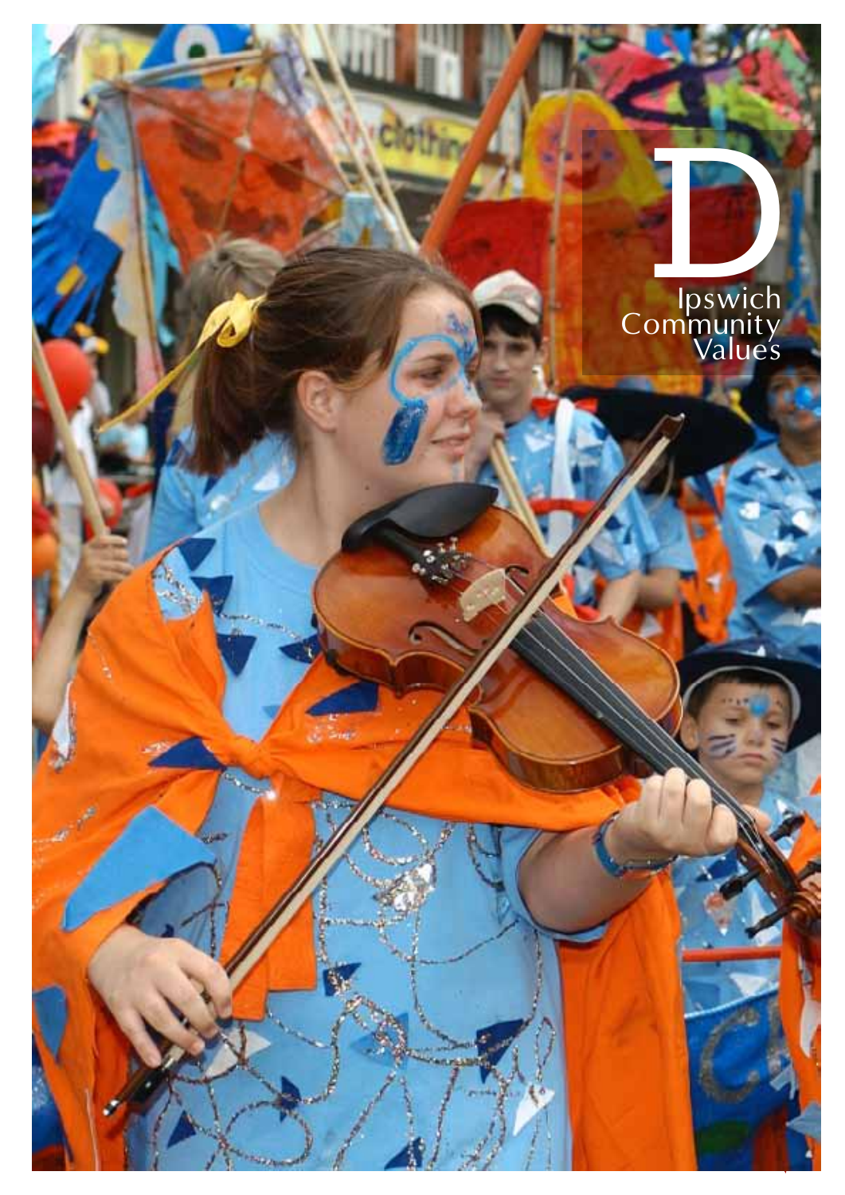# D

## Ipswich Community Values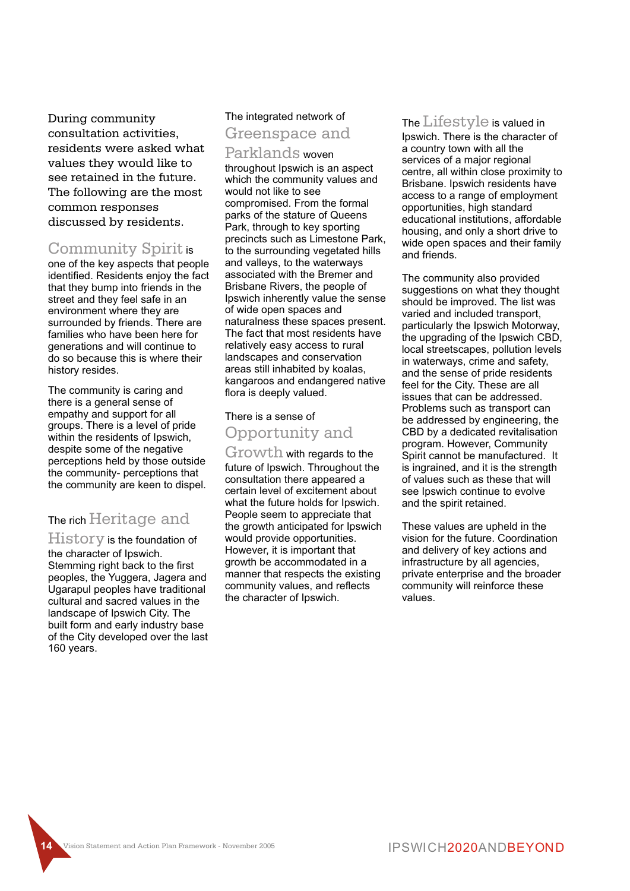During community consultation activities, residents were asked what values they would like to see retained in the future. The following are the most common responses discussed by residents.

**Community Spirit** is one of the key aspects that people identified. Residents enjoy the fact that they bump into friends in the street and they feel safe in an environment where they are surrounded by friends. There are families who have been here for generations and will continue to do so because this is where their history resides.

The community is caring and there is a general sense of empathy and support for all groups. There is a level of pride within the residents of Ipswich, despite some of the negative perceptions held by those outside the community- perceptions that the community are keen to dispel.

The rich **Heritage and History** is the foundation of the character of Ipswich. Stemming right back to the first peoples, the Yuggera, Jagera and Ugarapul peoples have traditional cultural and sacred values in the landscape of Ipswich City. The built form and early industry base of the City developed over the last 160 years.

The integrated network of **Greenspace and Parklands** woven throughout Ipswich is an aspect which the community values and would not like to see compromised. From the formal parks of the stature of Queens Park, through to key sporting precincts such as Limestone Park, to the surrounding vegetated hills and valleys, to the waterways associated with the Bremer and Brisbane Rivers, the people of Ipswich inherently value the sense of wide open spaces and naturalness these spaces present. The fact that most residents have relatively easy access to rural landscapes and conservation areas still inhabited by koalas, kangaroos and endangered native flora is deeply valued.

There is a sense of **Opportunity and Growth** with regards to the future of Ipswich. Throughout the consultation there appeared a certain level of excitement about what the future holds for Ipswich. People seem to appreciate that the growth anticipated for Ipswich would provide opportunities. However, it is important that growth be accommodated in a manner that respects the existing community values, and reflects the character of Ipswich.

The **Lifestyle** is valued in Ipswich. There is the character of a country town with all the services of a major regional centre, all within close proximity to Brisbane. Ipswich residents have access to a range of employment opportunities, high standard educational institutions, affordable housing, and only a short drive to wide open spaces and their family and friends.

The community also provided suggestions on what they thought should be improved. The list was varied and included transport, particularly the Ipswich Motorway, the upgrading of the Ipswich CBD, local streetscapes, pollution levels in waterways, crime and safety, and the sense of pride residents feel for the City. These are all issues that can be addressed. Problems such as transport can be addressed by engineering, the CBD by a dedicated revitalisation program. However, Community Spirit cannot be manufactured. It is ingrained, and it is the strength of values such as these that will see Ipswich continue to evolve and the spirit retained.

These values are upheld in the vision for the future. Coordination and delivery of key actions and infrastructure by all agencies, private enterprise and the broader community will reinforce these values.